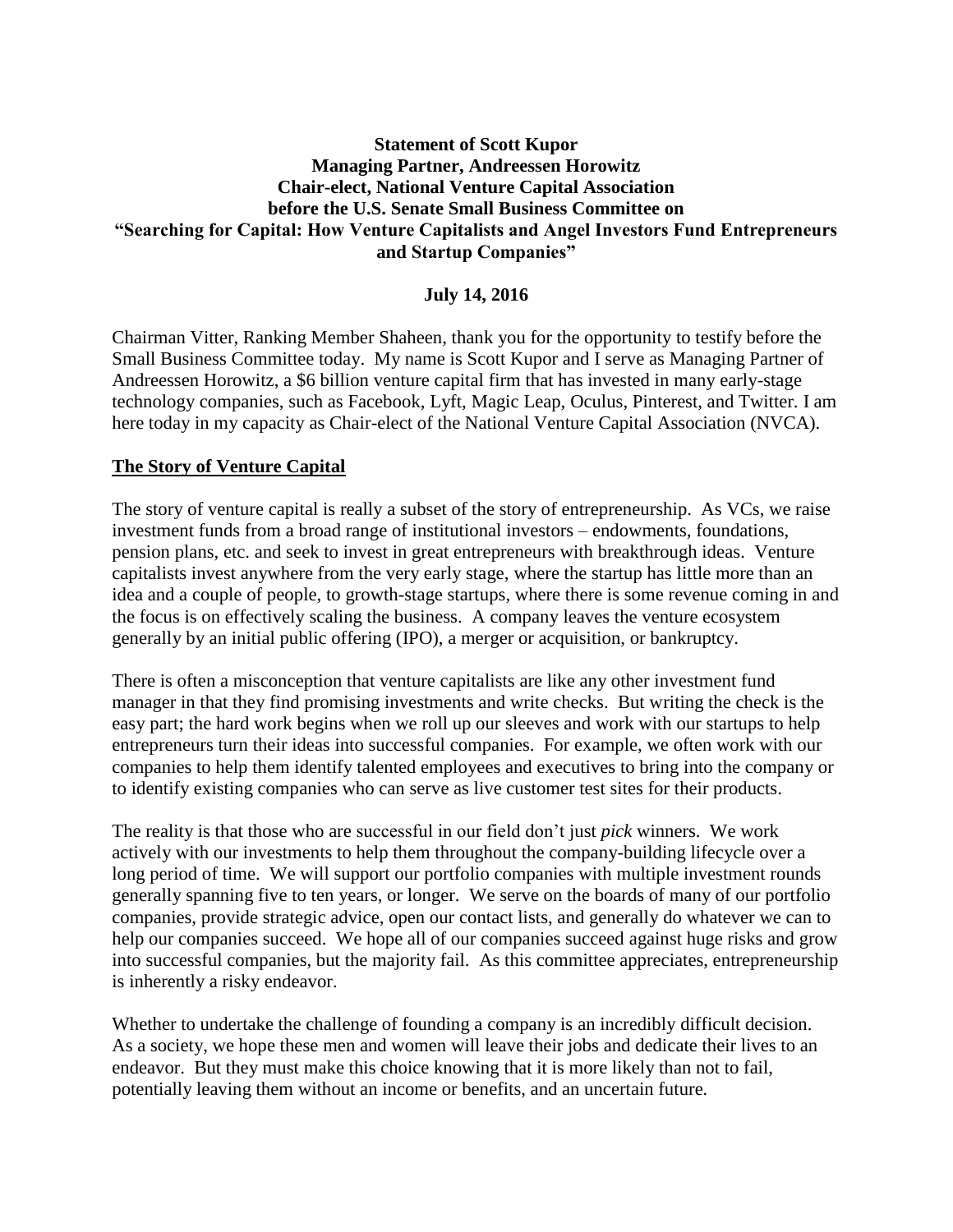**Statement of Scott Kupor**
**Managing Partner, Andreessen Horowitz**
**Chair-elect, National Venture Capital Association**
**before the U.S. Senate Small Business Committee on**
**"Searching for Capital: How Venture Capitalists and Angel Investors Fund Entrepreneurs and Startup Companies"**

**July 14, 2016**

Chairman Vitter, Ranking Member Shaheen, thank you for the opportunity to testify before the Small Business Committee today. My name is Scott Kupor and I serve as Managing Partner of Andreessen Horowitz, a $6 billion venture capital firm that has invested in many early-stage technology companies, such as Facebook, Lyft, Magic Leap, Oculus, Pinterest, and Twitter. I am here today in my capacity as Chair-elect of the National Venture Capital Association (NVCA).

## The Story of Venture Capital

The story of venture capital is really a subset of the story of entrepreneurship. As VCs, we raise investment funds from a broad range of institutional investors – endowments, foundations, pension plans, etc. and seek to invest in great entrepreneurs with breakthrough ideas. Venture capitalists invest anywhere from the very early stage, where the startup has little more than an idea and a couple of people, to growth-stage startups, where there is some revenue coming in and the focus is on effectively scaling the business. A company leaves the venture ecosystem generally by an initial public offering (IPO), a merger or acquisition, or bankruptcy.

There is often a misconception that venture capitalists are like any other investment fund manager in that they find promising investments and write checks. But writing the check is the easy part; the hard work begins when we roll up our sleeves and work with our startups to help entrepreneurs turn their ideas into successful companies. For example, we often work with our companies to help them identify talented employees and executives to bring into the company or to identify existing companies who can serve as live customer test sites for their products.

The reality is that those who are successful in our field don't just *pick* winners. We work actively with our investments to help them throughout the company-building lifecycle over a long period of time. We will support our portfolio companies with multiple investment rounds generally spanning five to ten years, or longer. We serve on the boards of many of our portfolio companies, provide strategic advice, open our contact lists, and generally do whatever we can to help our companies succeed. We hope all of our companies succeed against huge risks and grow into successful companies, but the majority fail. As this committee appreciates, entrepreneurship is inherently a risky endeavor.

Whether to undertake the challenge of founding a company is an incredibly difficult decision. As a society, we hope these men and women will leave their jobs and dedicate their lives to an endeavor. But they must make this choice knowing that it is more likely than not to fail, potentially leaving them without an income or benefits, and an uncertain future.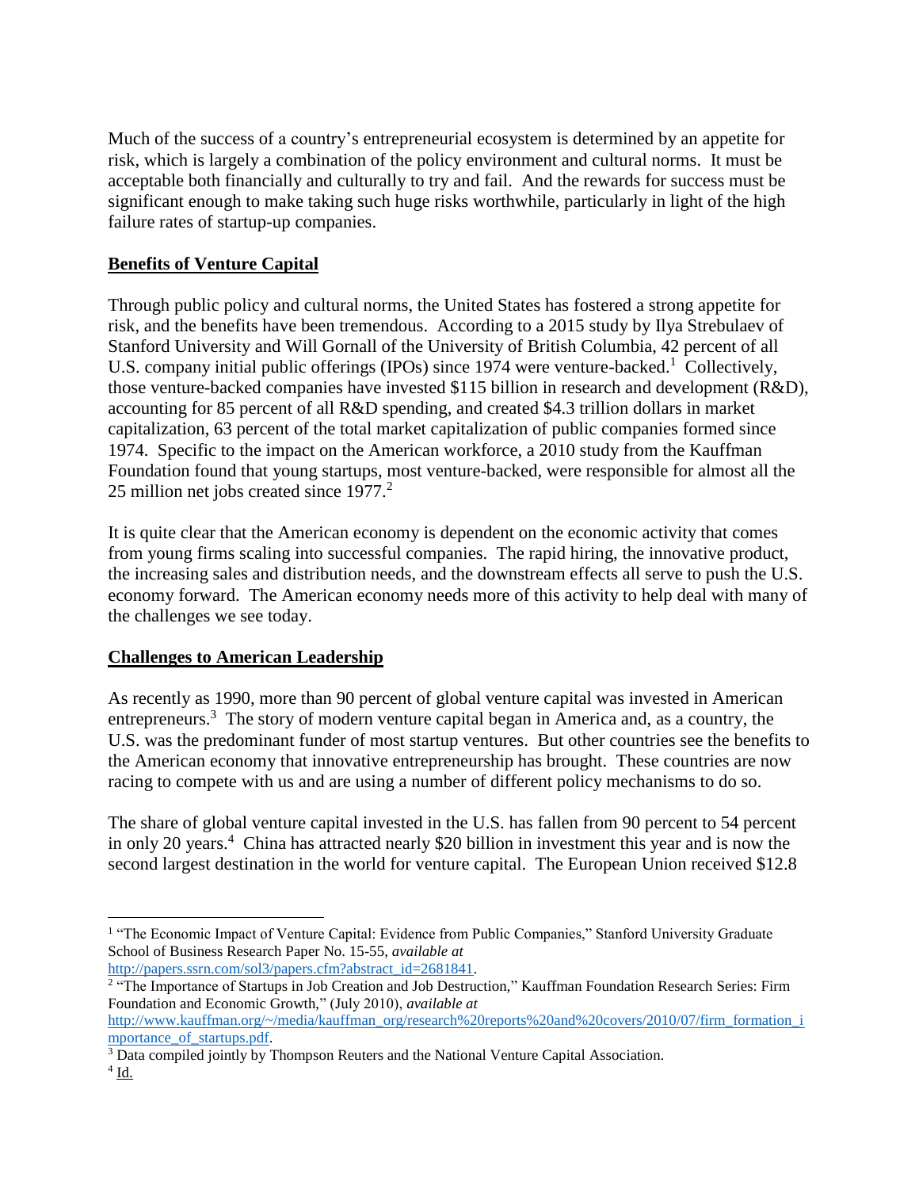Much of the success of a country's entrepreneurial ecosystem is determined by an appetite for risk, which is largely a combination of the policy environment and cultural norms. It must be acceptable both financially and culturally to try and fail. And the rewards for success must be significant enough to make taking such huge risks worthwhile, particularly in light of the high failure rates of startup-up companies.

**Benefits of Venture Capital**

Through public policy and cultural norms, the United States has fostered a strong appetite for risk, and the benefits have been tremendous. According to a 2015 study by Ilya Strebulaev of Stanford University and Will Gornall of the University of British Columbia, 42 percent of all U.S. company initial public offerings (IPOs) since 1974 were venture-backed.[1] Collectively, those venture-backed companies have invested $115 billion in research and development (R&D), accounting for 85 percent of all R&D spending, and created $4.3 trillion dollars in market capitalization, 63 percent of the total market capitalization of public companies formed since 1974. Specific to the impact on the American workforce, a 2010 study from the Kauffman Foundation found that young startups, most venture-backed, were responsible for almost all the 25 million net jobs created since 1977.[2]

It is quite clear that the American economy is dependent on the economic activity that comes from young firms scaling into successful companies. The rapid hiring, the innovative product, the increasing sales and distribution needs, and the downstream effects all serve to push the U.S. economy forward. The American economy needs more of this activity to help deal with many of the challenges we see today.

**Challenges to American Leadership**

As recently as 1990, more than 90 percent of global venture capital was invested in American entrepreneurs.[3] The story of modern venture capital began in America and, as a country, the U.S. was the predominant funder of most startup ventures. But other countries see the benefits to the American economy that innovative entrepreneurship has brought. These countries are now racing to compete with us and are using a number of different policy mechanisms to do so.

The share of global venture capital invested in the U.S. has fallen from 90 percent to 54 percent in only 20 years.[4] China has attracted nearly $20 billion in investment this year and is now the second largest destination in the world for venture capital. The European Union received $12.8

---

[1] "The Economic Impact of Venture Capital: Evidence from Public Companies," Stanford University Graduate School of Business Research Paper No. 15-55, *available at* http://papers.ssrn.com/sol3/papers.cfm?abstract_id=2681841.

[2] "The Importance of Startups in Job Creation and Job Destruction," Kauffman Foundation Research Series: Firm Foundation and Economic Growth," (July 2010), *available at* http://www.kauffman.org/~/media/kauffman_org/research%20reports%20and%20covers/2010/07/firm_formation_importance_of_startups.pdf.

[3] Data compiled jointly by Thompson Reuters and the National Venture Capital Association.

[4] Id.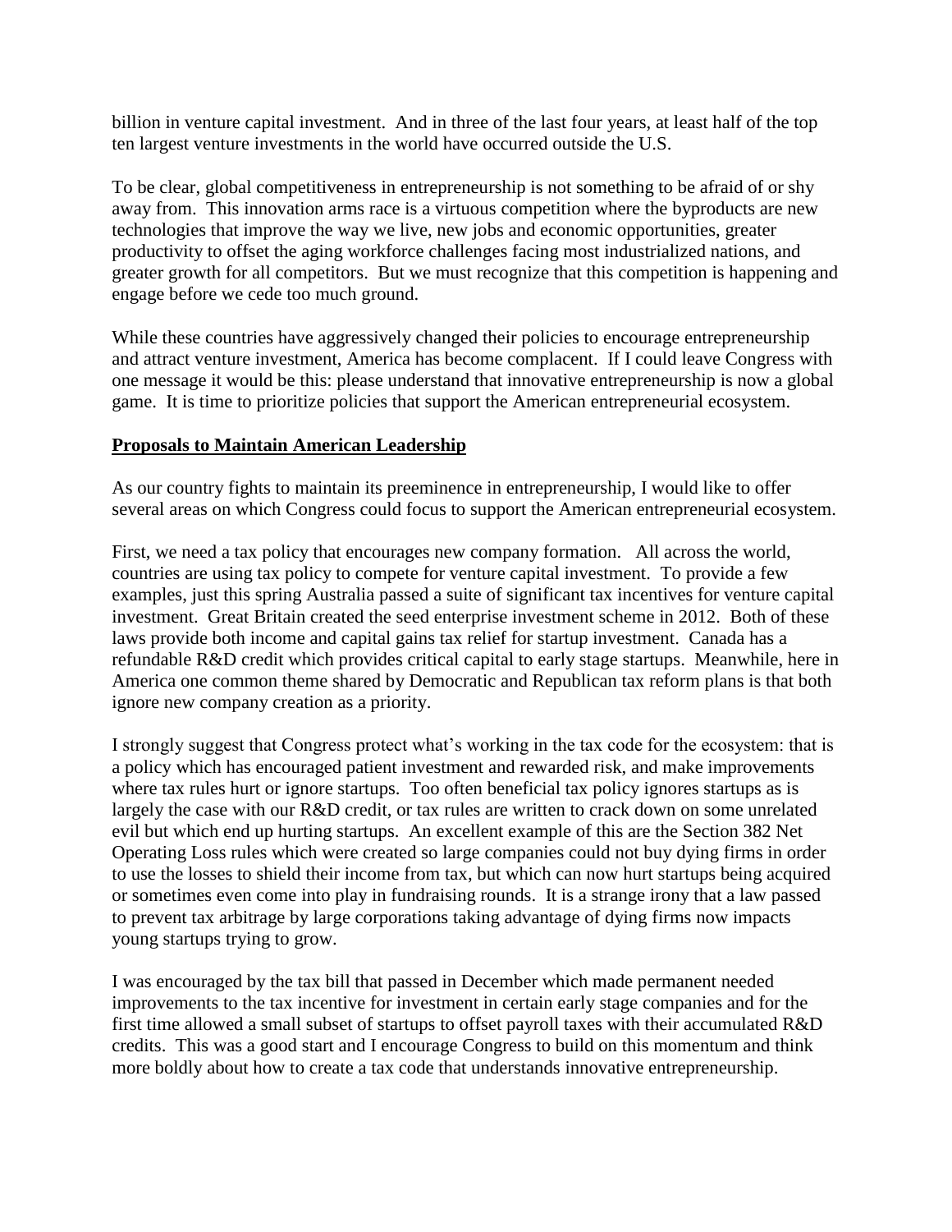billion in venture capital investment. And in three of the last four years, at least half of the top ten largest venture investments in the world have occurred outside the U.S.

To be clear, global competitiveness in entrepreneurship is not something to be afraid of or shy away from. This innovation arms race is a virtuous competition where the byproducts are new technologies that improve the way we live, new jobs and economic opportunities, greater productivity to offset the aging workforce challenges facing most industrialized nations, and greater growth for all competitors. But we must recognize that this competition is happening and engage before we cede too much ground.

While these countries have aggressively changed their policies to encourage entrepreneurship and attract venture investment, America has become complacent. If I could leave Congress with one message it would be this: please understand that innovative entrepreneurship is now a global game. It is time to prioritize policies that support the American entrepreneurial ecosystem.

**Proposals to Maintain American Leadership**

As our country fights to maintain its preeminence in entrepreneurship, I would like to offer several areas on which Congress could focus to support the American entrepreneurial ecosystem.

First, we need a tax policy that encourages new company formation. All across the world, countries are using tax policy to compete for venture capital investment. To provide a few examples, just this spring Australia passed a suite of significant tax incentives for venture capital investment. Great Britain created the seed enterprise investment scheme in 2012. Both of these laws provide both income and capital gains tax relief for startup investment. Canada has a refundable R&D credit which provides critical capital to early stage startups. Meanwhile, here in America one common theme shared by Democratic and Republican tax reform plans is that both ignore new company creation as a priority.

I strongly suggest that Congress protect what's working in the tax code for the ecosystem: that is a policy which has encouraged patient investment and rewarded risk, and make improvements where tax rules hurt or ignore startups. Too often beneficial tax policy ignores startups as is largely the case with our R&D credit, or tax rules are written to crack down on some unrelated evil but which end up hurting startups. An excellent example of this are the Section 382 Net Operating Loss rules which were created so large companies could not buy dying firms in order to use the losses to shield their income from tax, but which can now hurt startups being acquired or sometimes even come into play in fundraising rounds. It is a strange irony that a law passed to prevent tax arbitrage by large corporations taking advantage of dying firms now impacts young startups trying to grow.

I was encouraged by the tax bill that passed in December which made permanent needed improvements to the tax incentive for investment in certain early stage companies and for the first time allowed a small subset of startups to offset payroll taxes with their accumulated R&D credits. This was a good start and I encourage Congress to build on this momentum and think more boldly about how to create a tax code that understands innovative entrepreneurship.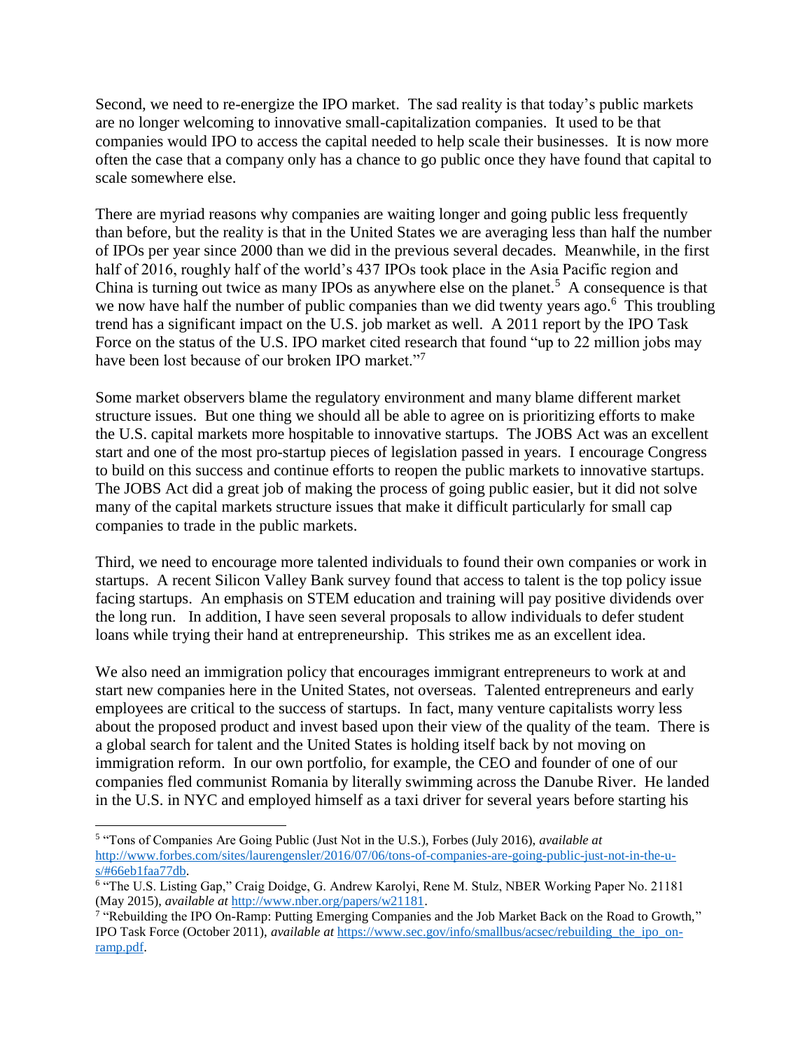Second, we need to re-energize the IPO market. The sad reality is that today's public markets are no longer welcoming to innovative small-capitalization companies. It used to be that companies would IPO to access the capital needed to help scale their businesses. It is now more often the case that a company only has a chance to go public once they have found that capital to scale somewhere else.

There are myriad reasons why companies are waiting longer and going public less frequently than before, but the reality is that in the United States we are averaging less than half the number of IPOs per year since 2000 than we did in the previous several decades. Meanwhile, in the first half of 2016, roughly half of the world's 437 IPOs took place in the Asia Pacific region and China is turning out twice as many IPOs as anywhere else on the planet.[5] A consequence is that we now have half the number of public companies than we did twenty years ago.[6] This troubling trend has a significant impact on the U.S. job market as well. A 2011 report by the IPO Task Force on the status of the U.S. IPO market cited research that found "up to 22 million jobs may have been lost because of our broken IPO market."[7]

Some market observers blame the regulatory environment and many blame different market structure issues. But one thing we should all be able to agree on is prioritizing efforts to make the U.S. capital markets more hospitable to innovative startups. The JOBS Act was an excellent start and one of the most pro-startup pieces of legislation passed in years. I encourage Congress to build on this success and continue efforts to reopen the public markets to innovative startups. The JOBS Act did a great job of making the process of going public easier, but it did not solve many of the capital markets structure issues that make it difficult particularly for small cap companies to trade in the public markets.

Third, we need to encourage more talented individuals to found their own companies or work in startups. A recent Silicon Valley Bank survey found that access to talent is the top policy issue facing startups. An emphasis on STEM education and training will pay positive dividends over the long run. In addition, I have seen several proposals to allow individuals to defer student loans while trying their hand at entrepreneurship. This strikes me as an excellent idea.

We also need an immigration policy that encourages immigrant entrepreneurs to work at and start new companies here in the United States, not overseas. Talented entrepreneurs and early employees are critical to the success of startups. In fact, many venture capitalists worry less about the proposed product and invest based upon their view of the quality of the team. There is a global search for talent and the United States is holding itself back by not moving on immigration reform. In our own portfolio, for example, the CEO and founder of one of our companies fled communist Romania by literally swimming across the Danube River. He landed in the U.S. in NYC and employed himself as a taxi driver for several years before starting his

---

[5] "Tons of Companies Are Going Public (Just Not in the U.S.), Forbes (July 2016), *available at* http://www.forbes.com/sites/laurengensler/2016/07/06/tons-of-companies-are-going-public-just-not-in-the-u-s/#66eb1faa77db.

[6] "The U.S. Listing Gap," Craig Doidge, G. Andrew Karolyi, Rene M. Stulz, NBER Working Paper No. 21181 (May 2015), *available at* http://www.nber.org/papers/w21181.

[7] "Rebuilding the IPO On-Ramp: Putting Emerging Companies and the Job Market Back on the Road to Growth," IPO Task Force (October 2011), *available at* https://www.sec.gov/info/smallbus/acsec/rebuilding_the_ipo_on-ramp.pdf.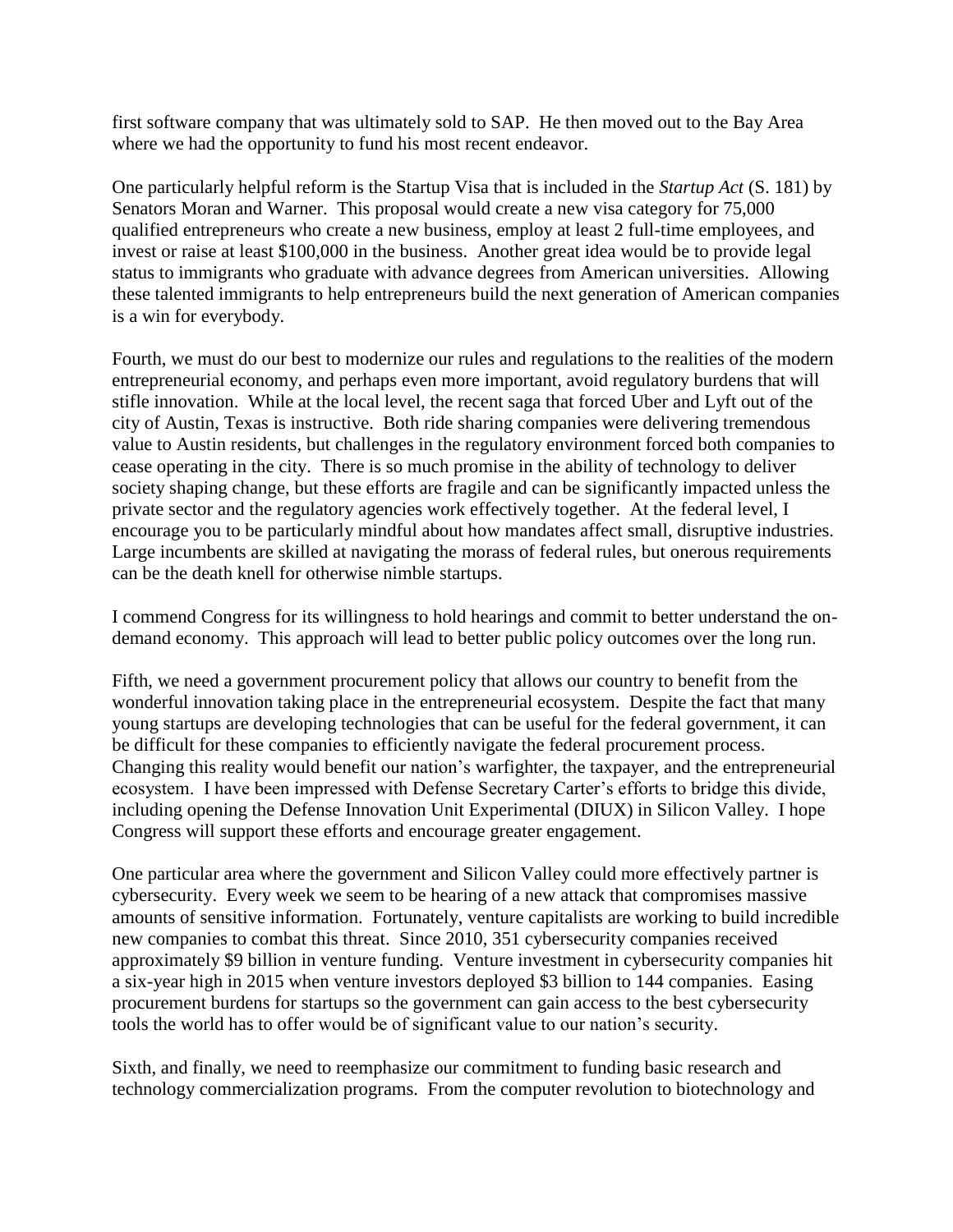first software company that was ultimately sold to SAP. He then moved out to the Bay Area where we had the opportunity to fund his most recent endeavor.

One particularly helpful reform is the Startup Visa that is included in the *Startup Act* (S. 181) by Senators Moran and Warner. This proposal would create a new visa category for 75,000 qualified entrepreneurs who create a new business, employ at least 2 full-time employees, and invest or raise at least $100,000 in the business. Another great idea would be to provide legal status to immigrants who graduate with advance degrees from American universities. Allowing these talented immigrants to help entrepreneurs build the next generation of American companies is a win for everybody.

Fourth, we must do our best to modernize our rules and regulations to the realities of the modern entrepreneurial economy, and perhaps even more important, avoid regulatory burdens that will stifle innovation. While at the local level, the recent saga that forced Uber and Lyft out of the city of Austin, Texas is instructive. Both ride sharing companies were delivering tremendous value to Austin residents, but challenges in the regulatory environment forced both companies to cease operating in the city. There is so much promise in the ability of technology to deliver society shaping change, but these efforts are fragile and can be significantly impacted unless the private sector and the regulatory agencies work effectively together. At the federal level, I encourage you to be particularly mindful about how mandates affect small, disruptive industries. Large incumbents are skilled at navigating the morass of federal rules, but onerous requirements can be the death knell for otherwise nimble startups.

I commend Congress for its willingness to hold hearings and commit to better understand the on-demand economy. This approach will lead to better public policy outcomes over the long run.

Fifth, we need a government procurement policy that allows our country to benefit from the wonderful innovation taking place in the entrepreneurial ecosystem. Despite the fact that many young startups are developing technologies that can be useful for the federal government, it can be difficult for these companies to efficiently navigate the federal procurement process. Changing this reality would benefit our nation's warfighter, the taxpayer, and the entrepreneurial ecosystem. I have been impressed with Defense Secretary Carter's efforts to bridge this divide, including opening the Defense Innovation Unit Experimental (DIUX) in Silicon Valley. I hope Congress will support these efforts and encourage greater engagement.

One particular area where the government and Silicon Valley could more effectively partner is cybersecurity. Every week we seem to be hearing of a new attack that compromises massive amounts of sensitive information. Fortunately, venture capitalists are working to build incredible new companies to combat this threat. Since 2010, 351 cybersecurity companies received approximately $9 billion in venture funding. Venture investment in cybersecurity companies hit a six-year high in 2015 when venture investors deployed $3 billion to 144 companies. Easing procurement burdens for startups so the government can gain access to the best cybersecurity tools the world has to offer would be of significant value to our nation's security.

Sixth, and finally, we need to reemphasize our commitment to funding basic research and technology commercialization programs. From the computer revolution to biotechnology and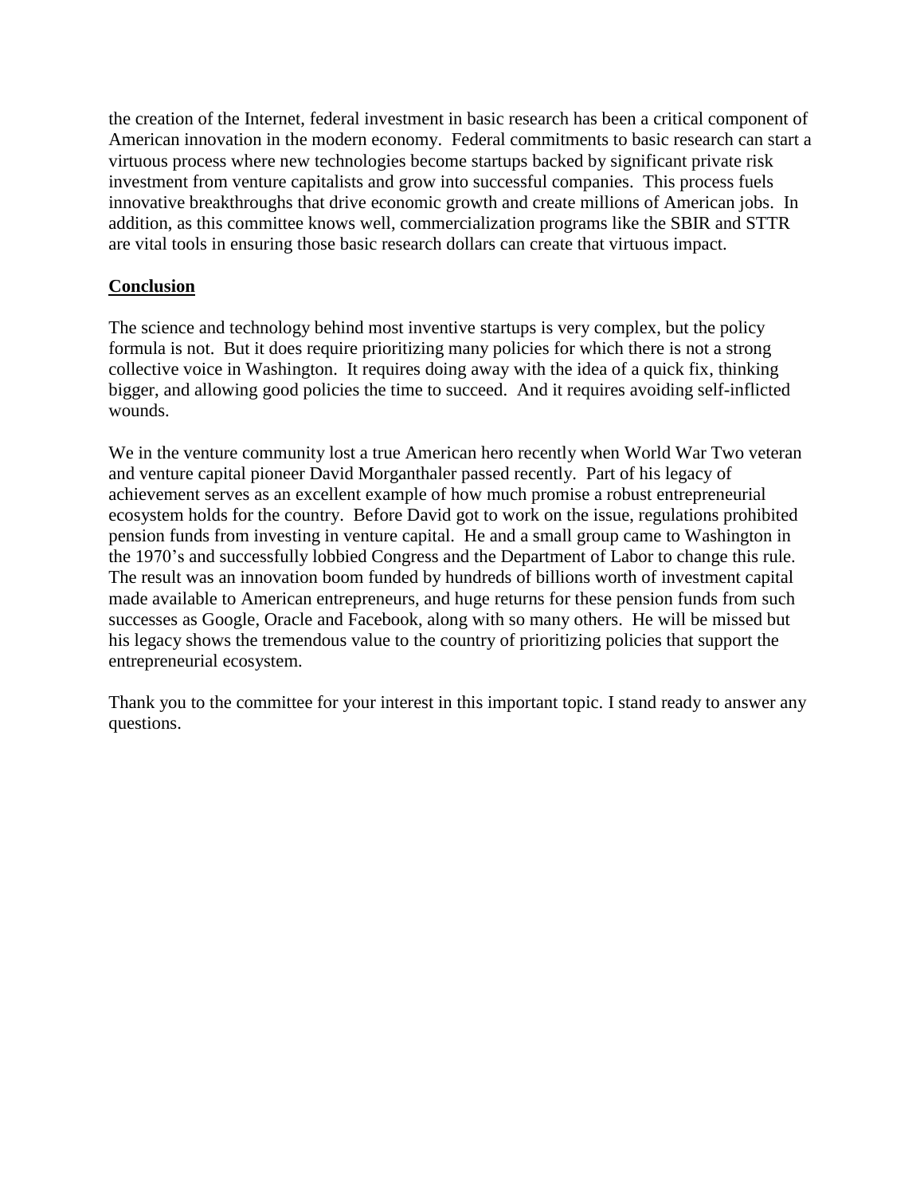the creation of the Internet, federal investment in basic research has been a critical component of American innovation in the modern economy. Federal commitments to basic research can start a virtuous process where new technologies become startups backed by significant private risk investment from venture capitalists and grow into successful companies. This process fuels innovative breakthroughs that drive economic growth and create millions of American jobs. In addition, as this committee knows well, commercialization programs like the SBIR and STTR are vital tools in ensuring those basic research dollars can create that virtuous impact.

**Conclusion**

The science and technology behind most inventive startups is very complex, but the policy formula is not. But it does require prioritizing many policies for which there is not a strong collective voice in Washington. It requires doing away with the idea of a quick fix, thinking bigger, and allowing good policies the time to succeed. And it requires avoiding self-inflicted wounds.

We in the venture community lost a true American hero recently when World War Two veteran and venture capital pioneer David Morganthaler passed recently. Part of his legacy of achievement serves as an excellent example of how much promise a robust entrepreneurial ecosystem holds for the country. Before David got to work on the issue, regulations prohibited pension funds from investing in venture capital. He and a small group came to Washington in the 1970's and successfully lobbied Congress and the Department of Labor to change this rule. The result was an innovation boom funded by hundreds of billions worth of investment capital made available to American entrepreneurs, and huge returns for these pension funds from such successes as Google, Oracle and Facebook, along with so many others. He will be missed but his legacy shows the tremendous value to the country of prioritizing policies that support the entrepreneurial ecosystem.

Thank you to the committee for your interest in this important topic. I stand ready to answer any questions.